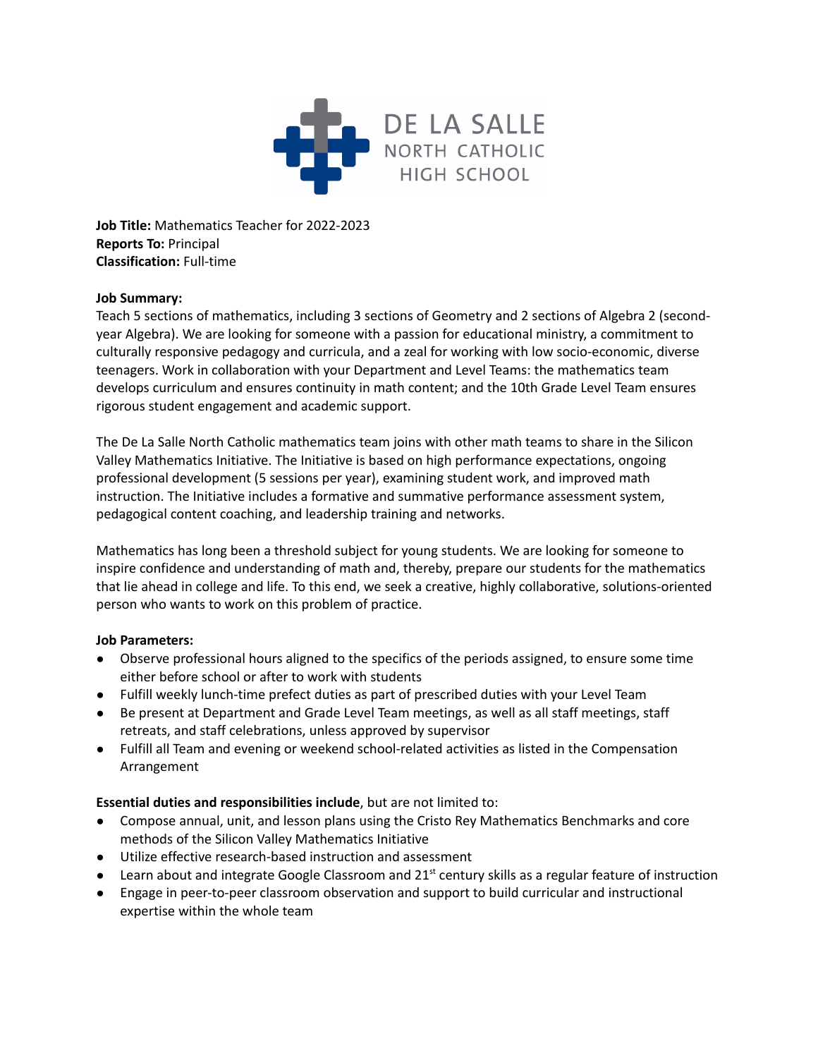DE LA SALLE NORTH CATHOLIC HIGH SCHOOL

**Job Title:** Mathematics Teacher for 2022-2023
**Reports To:** Principal
**Classification:** Full-time

**Job Summary:**
Teach 5 sections of mathematics, including 3 sections of Geometry and 2 sections of Algebra 2 (second-year Algebra). We are looking for someone with a passion for educational ministry, a commitment to culturally responsive pedagogy and curricula, and a zeal for working with low socio-economic, diverse teenagers. Work in collaboration with your Department and Level Teams: the mathematics team develops curriculum and ensures continuity in math content; and the 10th Grade Level Team ensures rigorous student engagement and academic support.

The De La Salle North Catholic mathematics team joins with other math teams to share in the Silicon Valley Mathematics Initiative. The Initiative is based on high performance expectations, ongoing professional development (5 sessions per year), examining student work, and improved math instruction. The Initiative includes a formative and summative performance assessment system, pedagogical content coaching, and leadership training and networks.

Mathematics has long been a threshold subject for young students. We are looking for someone to inspire confidence and understanding of math and, thereby, prepare our students for the mathematics that lie ahead in college and life. To this end, we seek a creative, highly collaborative, solutions-oriented person who wants to work on this problem of practice.

**Job Parameters:**
- Observe professional hours aligned to the specifics of the periods assigned, to ensure some time either before school or after to work with students
- Fulfill weekly lunch-time prefect duties as part of prescribed duties with your Level Team
- Be present at Department and Grade Level Team meetings, as well as all staff meetings, staff retreats, and staff celebrations, unless approved by supervisor
- Fulfill all Team and evening or weekend school-related activities as listed in the Compensation Arrangement

**Essential duties and responsibilities include**, but are not limited to:
- Compose annual, unit, and lesson plans using the Cristo Rey Mathematics Benchmarks and core methods of the Silicon Valley Mathematics Initiative
- Utilize effective research-based instruction and assessment
- Learn about and integrate Google Classroom and 21st century skills as a regular feature of instruction
- Engage in peer-to-peer classroom observation and support to build curricular and instructional expertise within the whole team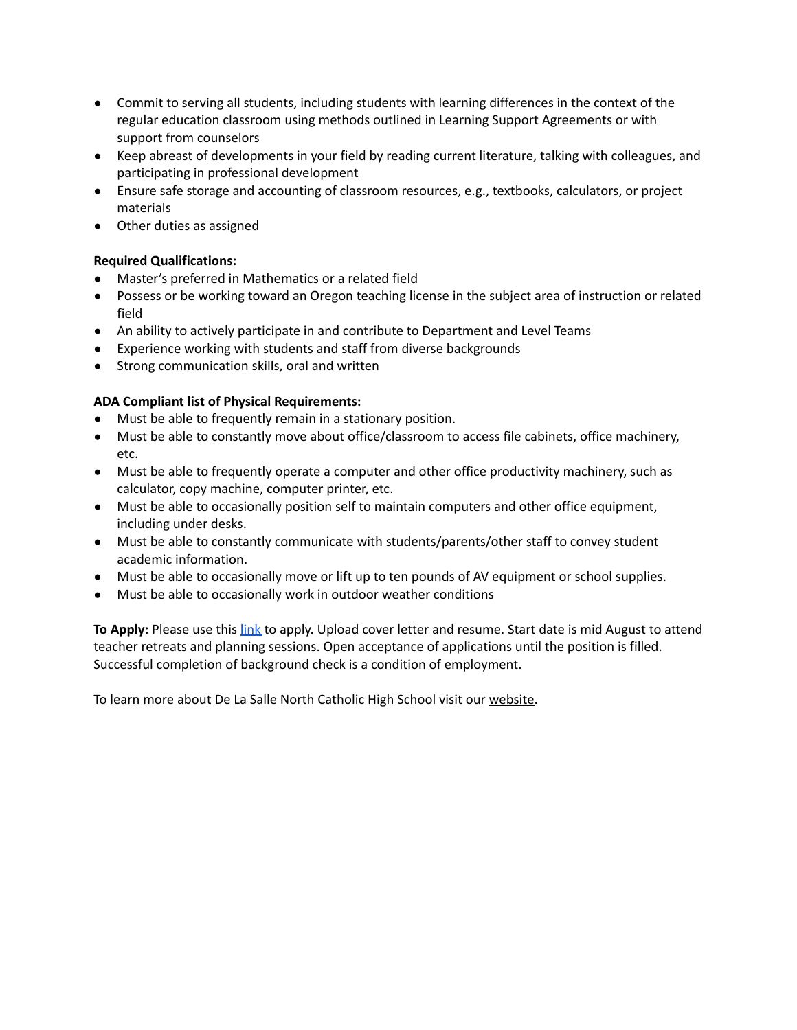- Commit to serving all students, including students with learning differences in the context of the regular education classroom using methods outlined in Learning Support Agreements or with support from counselors
- Keep abreast of developments in your field by reading current literature, talking with colleagues, and participating in professional development
- Ensure safe storage and accounting of classroom resources, e.g., textbooks, calculators, or project materials
- Other duties as assigned

**Required Qualifications:**

- Master's preferred in Mathematics or a related field
- Possess or be working toward an Oregon teaching license in the subject area of instruction or related field
- An ability to actively participate in and contribute to Department and Level Teams
- Experience working with students and staff from diverse backgrounds
- Strong communication skills, oral and written

**ADA Compliant list of Physical Requirements:**

- Must be able to frequently remain in a stationary position.
- Must be able to constantly move about office/classroom to access file cabinets, office machinery, etc.
- Must be able to frequently operate a computer and other office productivity machinery, such as calculator, copy machine, computer printer, etc.
- Must be able to occasionally position self to maintain computers and other office equipment, including under desks.
- Must be able to constantly communicate with students/parents/other staff to convey student academic information.
- Must be able to occasionally move or lift up to ten pounds of AV equipment or school supplies.
- Must be able to occasionally work in outdoor weather conditions

**To Apply:** Please use this link to apply. Upload cover letter and resume. Start date is mid August to attend teacher retreats and planning sessions. Open acceptance of applications until the position is filled. Successful completion of background check is a condition of employment.

To learn more about De La Salle North Catholic High School visit our website.